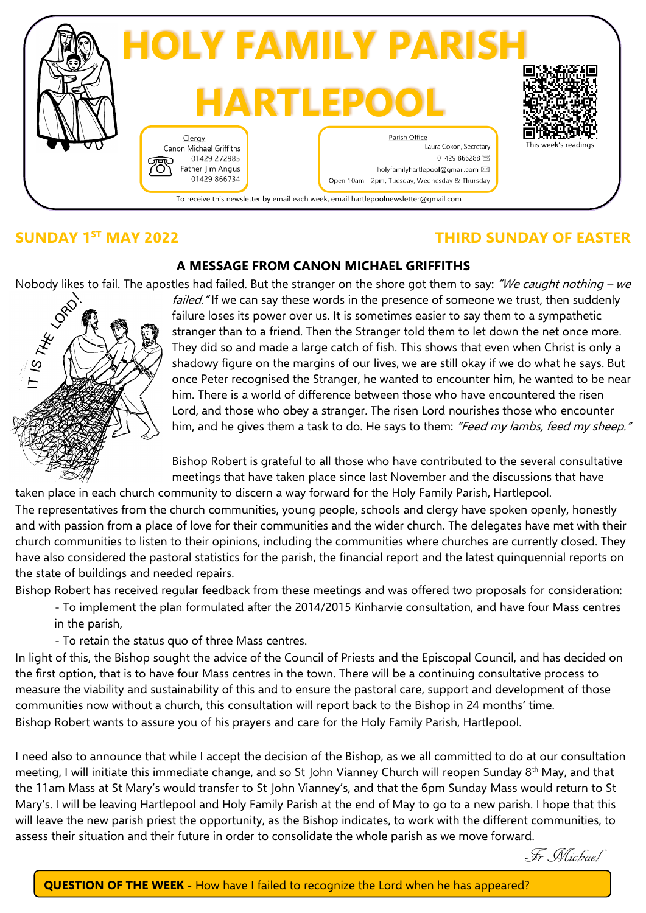# HOLY FAMILY PARISH HARTLEPOOL

Clergy
Canon Michael Griffiths 01429 272985
Father Jim Angus 01429 866734

Parish Office
Laura Coxon, Secretary
01429 866288
holyfamilyhartlepool@gmail.com
Open 10am - 2pm, Tuesday, Wednesday & Thursday

This week's readings

To receive this newsletter by email each week, email hartlepoolnewsletter@gmail.com

## SUNDAY 1ST MAY 2022 — THIRD SUNDAY OF EASTER

### A MESSAGE FROM CANON MICHAEL GRIFFITHS

IT IS THE LORD!

Nobody likes to fail. The apostles had failed. But the stranger on the shore got them to say: *"We caught nothing – we failed."* If we can say these words in the presence of someone we trust, then suddenly failure loses its power over us. It is sometimes easier to say them to a sympathetic stranger than to a friend. Then the Stranger told them to let down the net once more. They did so and made a large catch of fish. This shows that even when Christ is only a shadowy figure on the margins of our lives, we are still okay if we do what he says. But once Peter recognised the Stranger, he wanted to encounter him, he wanted to be near him. There is a world of difference between those who have encountered the risen Lord, and those who obey a stranger. The risen Lord nourishes those who encounter him, and he gives them a task to do. He says to them: *"Feed my lambs, feed my sheep."*

Bishop Robert is grateful to all those who have contributed to the several consultative meetings that have taken place since last November and the discussions that have taken place in each church community to discern a way forward for the Holy Family Parish, Hartlepool.
The representatives from the church communities, young people, schools and clergy have spoken openly, honestly and with passion from a place of love for their communities and the wider church. The delegates have met with their church communities to listen to their opinions, including the communities where churches are currently closed. They have also considered the pastoral statistics for the parish, the financial report and the latest quinquennial reports on the state of buildings and needed repairs.
Bishop Robert has received regular feedback from these meetings and was offered two proposals for consideration:

- To implement the plan formulated after the 2014/2015 Kinharvie consultation, and have four Mass centres in the parish,
- To retain the status quo of three Mass centres.

In light of this, the Bishop sought the advice of the Council of Priests and the Episcopal Council, and has decided on the first option, that is to have four Mass centres in the town. There will be a continuing consultative process to measure the viability and sustainability of this and to ensure the pastoral care, support and development of those communities now without a church, this consultation will report back to the Bishop in 24 months' time.
Bishop Robert wants to assure you of his prayers and care for the Holy Family Parish, Hartlepool.

I need also to announce that while I accept the decision of the Bishop, as we all committed to do at our consultation meeting, I will initiate this immediate change, and so St John Vianney Church will reopen Sunday 8th May, and that the 11am Mass at St Mary's would transfer to St John Vianney's, and that the 6pm Sunday Mass would return to St Mary's. I will be leaving Hartlepool and Holy Family Parish at the end of May to go to a new parish. I hope that this will leave the new parish priest the opportunity, as the Bishop indicates, to work with the different communities, to assess their situation and their future in order to consolidate the whole parish as we move forward.

*Fr Michael*

**QUESTION OF THE WEEK -** How have I failed to recognize the Lord when he has appeared?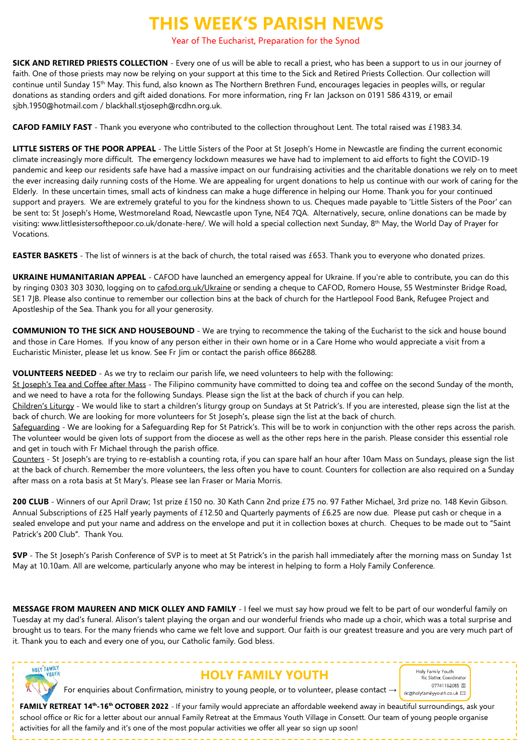# THIS WEEK'S PARISH NEWS

Year of The Eucharist, Preparation for the Synod

**SICK AND RETIRED PRIESTS COLLECTION** - Every one of us will be able to recall a priest, who has been a support to us in our journey of faith. One of those priests may now be relying on your support at this time to the Sick and Retired Priests Collection. Our collection will continue until Sunday 15th May. This fund, also known as The Northern Brethren Fund, encourages legacies in peoples wills, or regular donations as standing orders and gift aided donations. For more information, ring Fr Ian Jackson on 0191 586 4319, or email sjbh.1950@hotmail.com / blackhall.stjoseph@rcdhn.org.uk.

**CAFOD FAMILY FAST** - Thank you everyone who contributed to the collection throughout Lent. The total raised was £1983.34.

**LITTLE SISTERS OF THE POOR APPEAL** - The Little Sisters of the Poor at St Joseph's Home in Newcastle are finding the current economic climate increasingly more difficult. The emergency lockdown measures we have had to implement to aid efforts to fight the COVID-19 pandemic and keep our residents safe have had a massive impact on our fundraising activities and the charitable donations we rely on to meet the ever increasing daily running costs of the Home. We are appealing for urgent donations to help us continue with our work of caring for the Elderly. In these uncertain times, small acts of kindness can make a huge difference in helping our Home. Thank you for your continued support and prayers. We are extremely grateful to you for the kindness shown to us. Cheques made payable to 'Little Sisters of the Poor' can be sent to: St Joseph's Home, Westmoreland Road, Newcastle upon Tyne, NE4 7QA. Alternatively, secure, online donations can be made by visiting: www.littlesistersofthepoor.co.uk/donate-here/. We will hold a special collection next Sunday, 8th May, the World Day of Prayer for Vocations.

**EASTER BASKETS** - The list of winners is at the back of church, the total raised was £653. Thank you to everyone who donated prizes.

**UKRAINE HUMANITARIAN APPEAL** - CAFOD have launched an emergency appeal for Ukraine. If you're able to contribute, you can do this by ringing 0303 303 3030, logging on to cafod.org.uk/Ukraine or sending a cheque to CAFOD, Romero House, 55 Westminster Bridge Road, SE1 7JB. Please also continue to remember our collection bins at the back of church for the Hartlepool Food Bank, Refugee Project and Apostleship of the Sea. Thank you for all your generosity.

**COMMUNION TO THE SICK AND HOUSEBOUND** - We are trying to recommence the taking of the Eucharist to the sick and house bound and those in Care Homes. If you know of any person either in their own home or in a Care Home who would appreciate a visit from a Eucharistic Minister, please let us know. See Fr Jim or contact the parish office 866288.

**VOLUNTEERS NEEDED** - As we try to reclaim our parish life, we need volunteers to help with the following:

St Joseph's Tea and Coffee after Mass - The Filipino community have committed to doing tea and coffee on the second Sunday of the month, and we need to have a rota for the following Sundays. Please sign the list at the back of church if you can help.

Children's Liturgy - We would like to start a children's liturgy group on Sundays at St Patrick's. If you are interested, please sign the list at the back of church. We are looking for more volunteers for St Joseph's, please sign the list at the back of church.

Safeguarding - We are looking for a Safeguarding Rep for St Patrick's. This will be to work in conjunction with the other reps across the parish. The volunteer would be given lots of support from the diocese as well as the other reps here in the parish. Please consider this essential role and get in touch with Fr Michael through the parish office.

Counters - St Joseph's are trying to re-establish a counting rota, if you can spare half an hour after 10am Mass on Sundays, please sign the list at the back of church. Remember the more volunteers, the less often you have to count. Counters for collection are also required on a Sunday after mass on a rota basis at St Mary's. Please see Ian Fraser or Maria Morris.

**200 CLUB** - Winners of our April Draw; 1st prize £150 no. 30 Kath Cann 2nd prize £75 no. 97 Father Michael, 3rd prize no. 148 Kevin Gibson. Annual Subscriptions of £25 Half yearly payments of £12.50 and Quarterly payments of £6.25 are now due. Please put cash or cheque in a sealed envelope and put your name and address on the envelope and put it in collection boxes at church. Cheques to be made out to "Saint Patrick's 200 Club". Thank You.

**SVP** - The St Joseph's Parish Conference of SVP is to meet at St Patrick's in the parish hall immediately after the morning mass on Sunday 1st May at 10.10am. All are welcome, particularly anyone who may be interest in helping to form a Holy Family Conference.

**MESSAGE FROM MAUREEN AND MICK OLLEY AND FAMILY** - I feel we must say how proud we felt to be part of our wonderful family on Tuesday at my dad's funeral. Alison's talent playing the organ and our wonderful friends who made up a choir, which was a total surprise and brought us to tears. For the many friends who came we felt love and support. Our faith is our greatest treasure and you are very much part of it. Thank you to each and every one of you, our Catholic family. God bless.

## HOLY FAMILY YOUTH

For enquiries about Confirmation, ministry to young people, or to volunteer, please contact →

Holy Family Youth
Ric Slatter, Coordinator
07741162085
ric@holyfamilyyouth.co.uk

**FAMILY RETREAT 14th-16th OCTOBER 2022** - If your family would appreciate an affordable weekend away in beautiful surroundings, ask your school office or Ric for a letter about our annual Family Retreat at the Emmaus Youth Village in Consett. Our team of young people organise activities for all the family and it's one of the most popular activities we offer all year so sign up soon!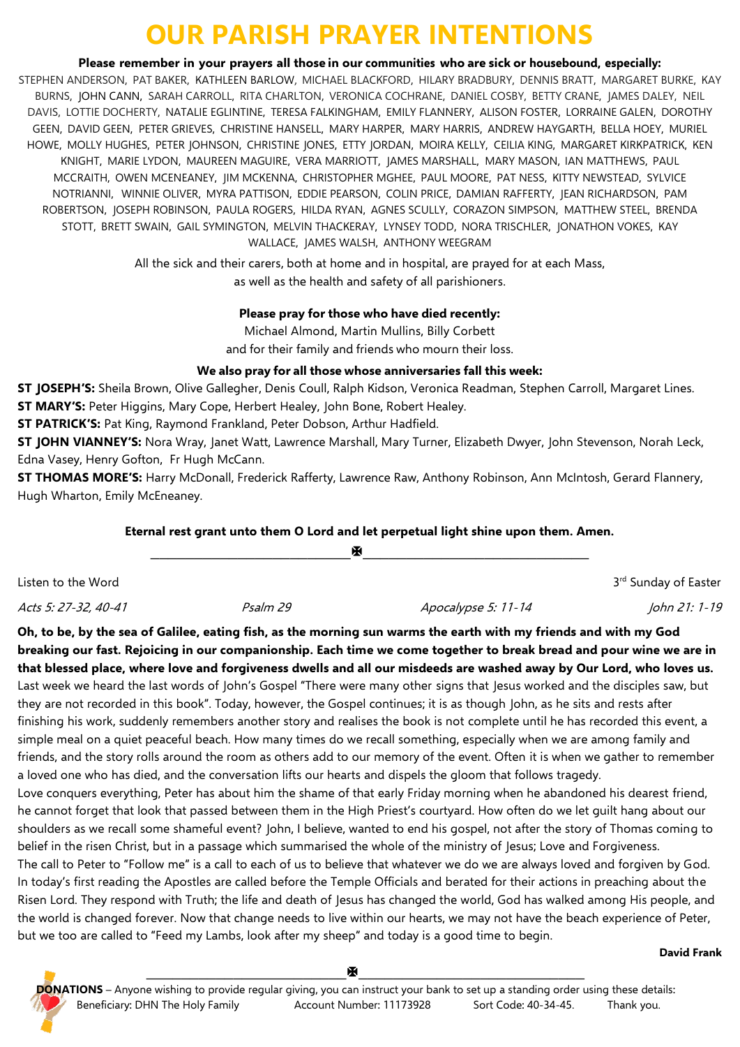# OUR PARISH PRAYER INTENTIONS

**Please remember in your prayers all those in our communities who are sick or housebound, especially:**

STEPHEN ANDERSON, PAT BAKER, KATHLEEN BARLOW, MICHAEL BLACKFORD, HILARY BRADBURY, DENNIS BRATT, MARGARET BURKE, KAY BURNS, JOHN CANN, SARAH CARROLL, RITA CHARLTON, VERONICA COCHRANE, DANIEL COSBY, BETTY CRANE, JAMES DALEY, NEIL DAVIS, LOTTIE DOCHERTY, NATALIE EGLINTINE, TERESA FALKINGHAM, EMILY FLANNERY, ALISON FOSTER, LORRAINE GALEN, DOROTHY GEEN, DAVID GEEN, PETER GRIEVES, CHRISTINE HANSELL, MARY HARPER, MARY HARRIS, ANDREW HAYGARTH, BELLA HOEY, MURIEL HOWE, MOLLY HUGHES, PETER JOHNSON, CHRISTINE JONES, ETTY JORDAN, MOIRA KELLY, CEILIA KING, MARGARET KIRKPATRICK, KEN KNIGHT, MARIE LYDON, MAUREEN MAGUIRE, VERA MARRIOTT, JAMES MARSHALL, MARY MASON, IAN MATTHEWS, PAUL MCCRAITH, OWEN MCENEANEY, JIM MCKENNA, CHRISTOPHER MGHEE, PAUL MOORE, PAT NESS, KITTY NEWSTEAD, SYLVICE NOTRIANNI, WINNIE OLIVER, MYRA PATTISON, EDDIE PEARSON, COLIN PRICE, DAMIAN RAFFERTY, JEAN RICHARDSON, PAM ROBERTSON, JOSEPH ROBINSON, PAULA ROGERS, HILDA RYAN, AGNES SCULLY, CORAZON SIMPSON, MATTHEW STEEL, BRENDA STOTT, BRETT SWAIN, GAIL SYMINGTON, MELVIN THACKERAY, LYNSEY TODD, NORA TRISCHLER, JONATHON VOKES, KAY WALLACE, JAMES WALSH, ANTHONY WEEGRAM

All the sick and their carers, both at home and in hospital, are prayed for at each Mass, as well as the health and safety of all parishioners.

**Please pray for those who have died recently:**

Michael Almond, Martin Mullins, Billy Corbett
and for their family and friends who mourn their loss.

**We also pray for all those whose anniversaries fall this week:**

**ST JOSEPH'S:** Sheila Brown, Olive Gallegher, Denis Coull, Ralph Kidson, Veronica Readman, Stephen Carroll, Margaret Lines.
**ST MARY'S:** Peter Higgins, Mary Cope, Herbert Healey, John Bone, Robert Healey.
**ST PATRICK'S:** Pat King, Raymond Frankland, Peter Dobson, Arthur Hadfield.
**ST JOHN VIANNEY'S:** Nora Wray, Janet Watt, Lawrence Marshall, Mary Turner, Elizabeth Dwyer, John Stevenson, Norah Leck, Edna Vasey, Henry Gofton, Fr Hugh McCann.
**ST THOMAS MORE'S:** Harry McDonall, Frederick Rafferty, Lawrence Raw, Anthony Robinson, Ann McIntosh, Gerard Flannery, Hugh Wharton, Emily McEneaney.

**Eternal rest grant unto them O Lord and let perpetual light shine upon them. Amen.**

---

Listen to the Word — 3rd Sunday of Easter

*Acts 5: 27-32, 40-41* — *Psalm 29* — *Apocalypse 5: 11-14* — *John 21: 1-19*

**Oh, to be, by the sea of Galilee, eating fish, as the morning sun warms the earth with my friends and with my God breaking our fast. Rejoicing in our companionship. Each time we come together to break bread and pour wine we are in that blessed place, where love and forgiveness dwells and all our misdeeds are washed away by Our Lord, who loves us.**

Last week we heard the last words of John's Gospel "There were many other signs that Jesus worked and the disciples saw, but they are not recorded in this book". Today, however, the Gospel continues; it is as though John, as he sits and rests after finishing his work, suddenly remembers another story and realises the book is not complete until he has recorded this event, a simple meal on a quiet peaceful beach. How many times do we recall something, especially when we are among family and friends, and the story rolls around the room as others add to our memory of the event. Often it is when we gather to remember a loved one who has died, and the conversation lifts our hearts and dispels the gloom that follows tragedy.

Love conquers everything, Peter has about him the shame of that early Friday morning when he abandoned his dearest friend, he cannot forget that look that passed between them in the High Priest's courtyard. How often do we let guilt hang about our shoulders as we recall some shameful event? John, I believe, wanted to end his gospel, not after the story of Thomas coming to belief in the risen Christ, but in a passage which summarised the whole of the ministry of Jesus; Love and Forgiveness.

The call to Peter to "Follow me" is a call to each of us to believe that whatever we do we are always loved and forgiven by God. In today's first reading the Apostles are called before the Temple Officials and berated for their actions in preaching about the Risen Lord. They respond with Truth; the life and death of Jesus has changed the world, God has walked among His people, and the world is changed forever. Now that change needs to live within our hearts, we may not have the beach experience of Peter, but we too are called to "Feed my Lambs, look after my sheep" and today is a good time to begin.

**David Frank**

---

**DONATIONS** – Anyone wishing to provide regular giving, you can instruct your bank to set up a standing order using these details:
Beneficiary: DHN The Holy Family    Account Number: 11173928    Sort Code: 40-34-45.    Thank you.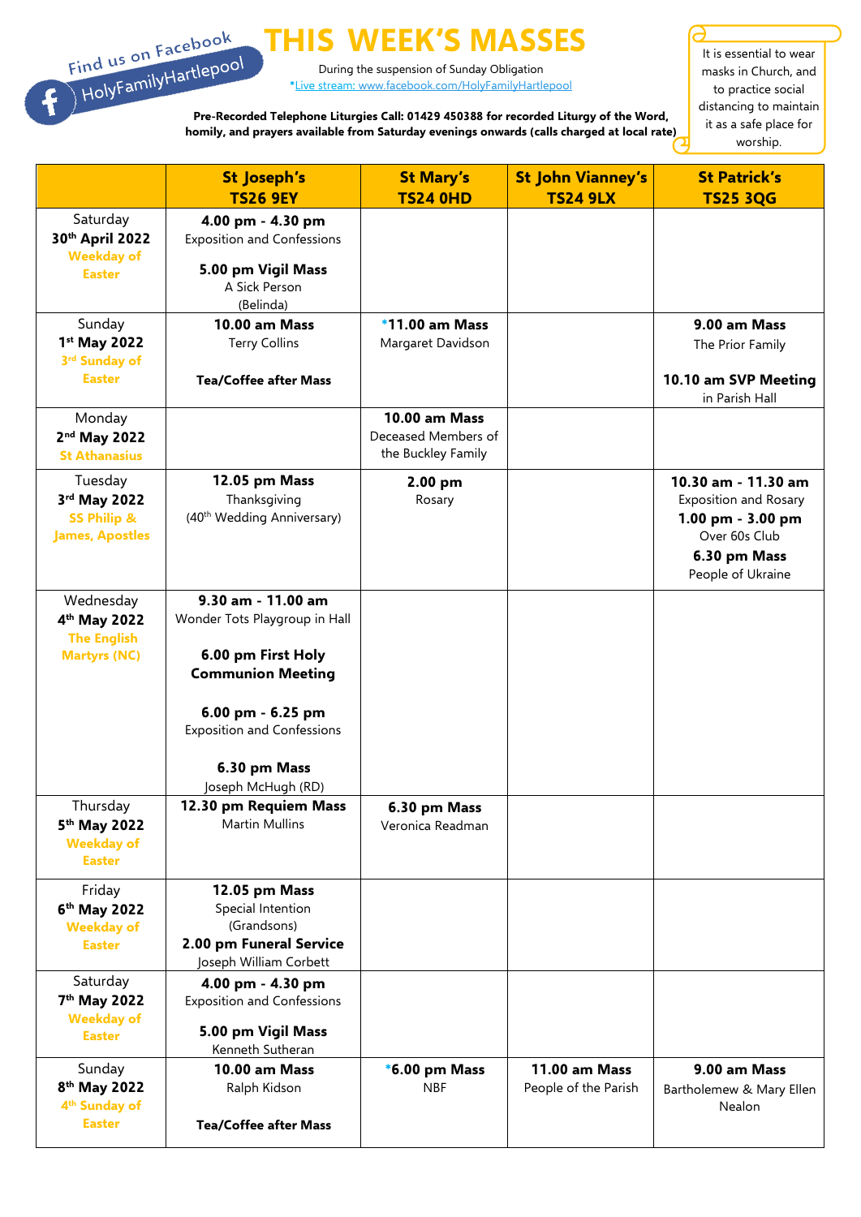Find us on Facebook
HolyFamilyHartlepool

# THIS WEEK'S MASSES

During the suspension of Sunday Obligation

*Live stream: www.facebook.com/HolyFamilyHartlepool

**Pre-Recorded Telephone Liturgies Call: 01429 450388 for recorded Liturgy of the Word, homily, and prayers available from Saturday evenings onwards (calls charged at local rate)**

It is essential to wear masks in Church, and to practice social distancing to maintain it as a safe place for worship.

| | St Joseph's TS26 9EY | St Mary's TS24 0HD | St John Vianney's TS24 9LX | St Patrick's TS25 3QG |
|---|---|---|---|---|
| Saturday **30th April 2022** **Weekday of Easter** | **4.00 pm - 4.30 pm** Exposition and Confessions<br><br>**5.00 pm Vigil Mass** A Sick Person (Belinda) | | | |
| Sunday **1st May 2022** **3rd Sunday of Easter** | **10.00 am Mass** Terry Collins<br><br>**Tea/Coffee after Mass** | ***11.00 am Mass** Margaret Davidson | | **9.00 am Mass** The Prior Family<br><br>**10.10 am SVP Meeting** in Parish Hall |
| Monday **2nd May 2022** **St Athanasius** | | **10.00 am Mass** Deceased Members of the Buckley Family | | |
| Tuesday **3rd May 2022** **SS Philip & James, Apostles** | **12.05 pm Mass** Thanksgiving (40th Wedding Anniversary) | **2.00 pm** Rosary | | **10.30 am - 11.30 am** Exposition and Rosary<br>**1.00 pm - 3.00 pm** Over 60s Club<br>**6.30 pm Mass** People of Ukraine |
| Wednesday **4th May 2022** **The English Martyrs (NC)** | **9.30 am - 11.00 am** Wonder Tots Playgroup in Hall<br><br>**6.00 pm First Holy Communion Meeting**<br><br>**6.00 pm - 6.25 pm** Exposition and Confessions<br><br>**6.30 pm Mass** Joseph McHugh (RD) | | | |
| Thursday **5th May 2022** **Weekday of Easter** | **12.30 pm Requiem Mass** Martin Mullins | **6.30 pm Mass** Veronica Readman | | |
| Friday **6th May 2022** **Weekday of Easter** | **12.05 pm Mass** Special Intention (Grandsons)<br>**2.00 pm Funeral Service** Joseph William Corbett | | | |
| Saturday **7th May 2022** **Weekday of Easter** | **4.00 pm - 4.30 pm** Exposition and Confessions<br><br>**5.00 pm Vigil Mass** Kenneth Sutheran | | | |
| Sunday **8th May 2022** **4th Sunday of Easter** | **10.00 am Mass** Ralph Kidson<br><br>**Tea/Coffee after Mass** | ***6.00 pm Mass** NBF | **11.00 am Mass** People of the Parish | **9.00 am Mass** Bartholemew & Mary Ellen Nealon |